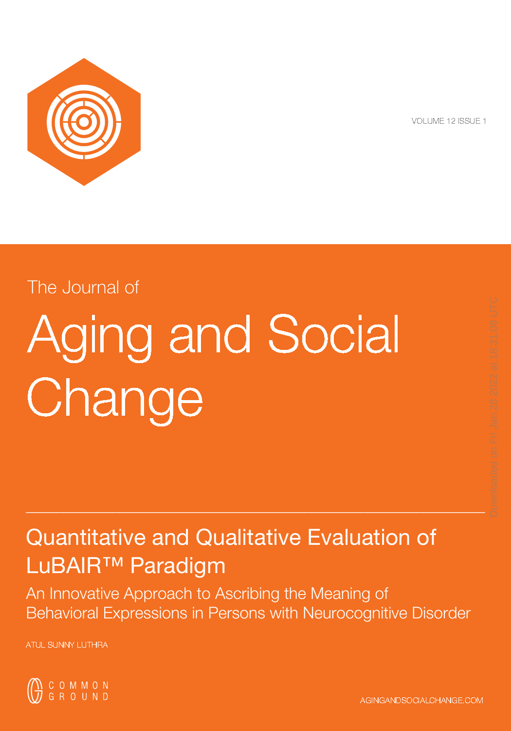VOLUME 12 ISSUE 1

The Journal of

# Aging and Social Change

## Quantitative and Qualitative Evaluation of LuBAIR™ Paradigm

### An Innovative Approach to Ascribing the Meaning of Behavioral Expressions in Persons with Neurocognitive Disorder

ATUL SUNNY LUTHRA

COMMON GROUND

AGINGANDSOCIALCHANGE.COM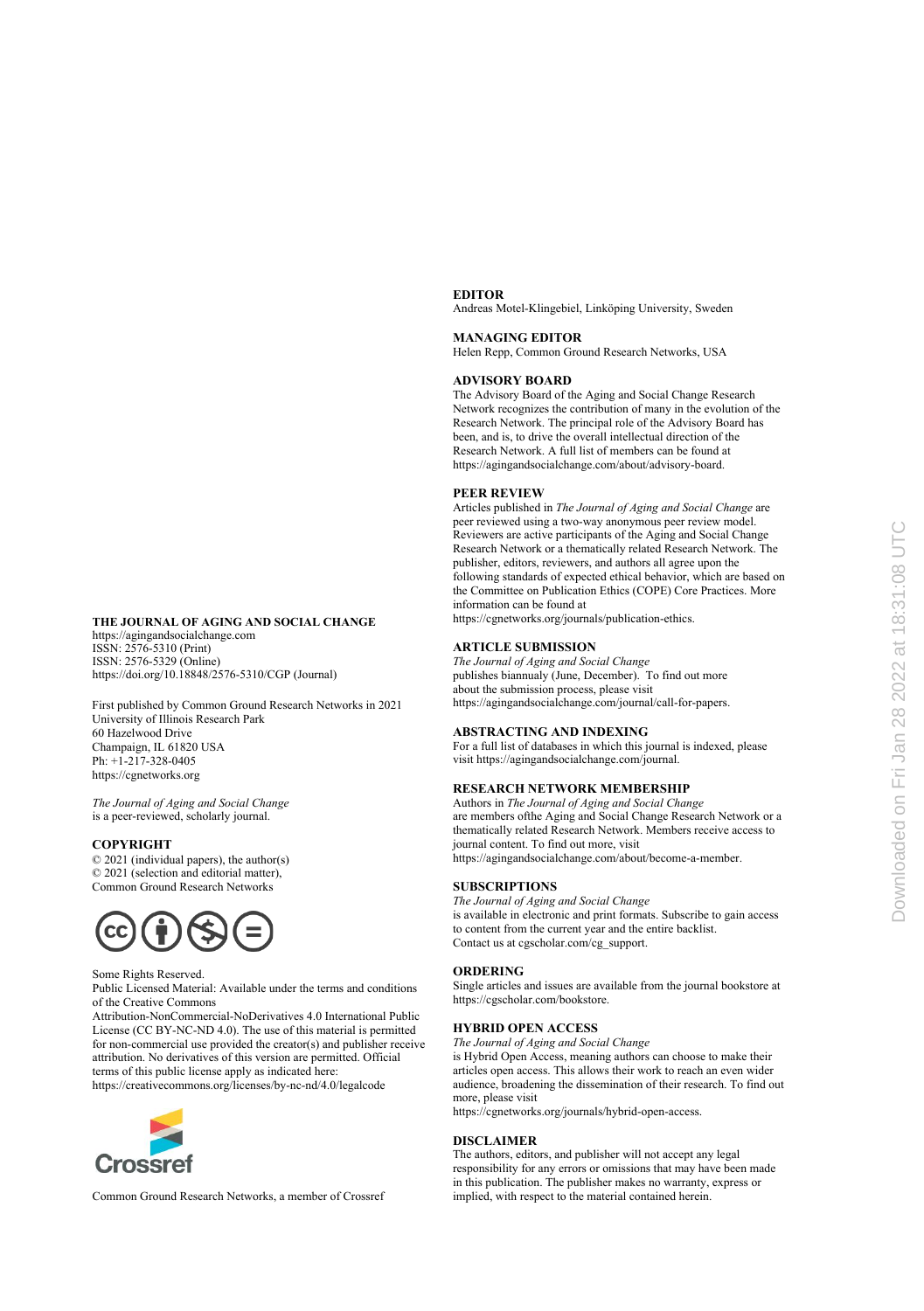**THE JOURNAL OF AGING AND SOCIAL CHANGE**
https://agingandsocialchange.com
ISSN: 2576-5310 (Print)
ISSN: 2576-5329 (Online)
https://doi.org/10.18848/2576-5310/CGP (Journal)

First published by Common Ground Research Networks in 2021
University of Illinois Research Park
60 Hazelwood Drive
Champaign, IL 61820 USA
Ph: +1-217-328-0405
https://cgnetworks.org

*The Journal of Aging and Social Change* is a peer-reviewed, scholarly journal.

**COPYRIGHT**
© 2021 (individual papers), the author(s)
© 2021 (selection and editorial matter), Common Ground Research Networks

Some Rights Reserved.
Public Licensed Material: Available under the terms and conditions of the Creative Commons Attribution-NonCommercial-NoDerivatives 4.0 International Public License (CC BY-NC-ND 4.0). The use of this material is permitted for non-commercial use provided the creator(s) and publisher receive attribution. No derivatives of this version are permitted. Official terms of this public license apply as indicated here: https://creativecommons.org/licenses/by-nc-nd/4.0/legalcode

Common Ground Research Networks, a member of Crossref

**EDITOR**
Andreas Motel-Klingebiel, Linköping University, Sweden

**MANAGING EDITOR**
Helen Repp, Common Ground Research Networks, USA

**ADVISORY BOARD**
The Advisory Board of the Aging and Social Change Research Network recognizes the contribution of many in the evolution of the Research Network. The principal role of the Advisory Board has been, and is, to drive the overall intellectual direction of the Research Network. A full list of members can be found at https://agingandsocialchange.com/about/advisory-board.

**PEER REVIEW**
Articles published in *The Journal of Aging and Social Change* are peer reviewed using a two-way anonymous peer review model. Reviewers are active participants of the Aging and Social Change Research Network or a thematically related Research Network. The publisher, editors, reviewers, and authors all agree upon the following standards of expected ethical behavior, which are based on the Committee on Publication Ethics (COPE) Core Practices. More information can be found at https://cgnetworks.org/journals/publication-ethics.

**ARTICLE SUBMISSION**
*The Journal of Aging and Social Change* publishes biannualy (June, December). To find out more about the submission process, please visit https://agingandsocialchange.com/journal/call-for-papers.

**ABSTRACTING AND INDEXING**
For a full list of databases in which this journal is indexed, please visit https://agingandsocialchange.com/journal.

**RESEARCH NETWORK MEMBERSHIP**
Authors in *The Journal of Aging and Social Change* are members ofthe Aging and Social Change Research Network or a thematically related Research Network. Members receive access to journal content. To find out more, visit https://agingandsocialchange.com/about/become-a-member.

**SUBSCRIPTIONS**
*The Journal of Aging and Social Change* is available in electronic and print formats. Subscribe to gain access to content from the current year and the entire backlist. Contact us at cgscholar.com/cg_support.

**ORDERING**
Single articles and issues are available from the journal bookstore at https://cgscholar.com/bookstore.

**HYBRID OPEN ACCESS**
*The Journal of Aging and Social Change* is Hybrid Open Access, meaning authors can choose to make their articles open access. This allows their work to reach an even wider audience, broadening the dissemination of their research. To find out more, please visit https://cgnetworks.org/journals/hybrid-open-access.

**DISCLAIMER**
The authors, editors, and publisher will not accept any legal responsibility for any errors or omissions that may have been made in this publication. The publisher makes no warranty, express or implied, with respect to the material contained herein.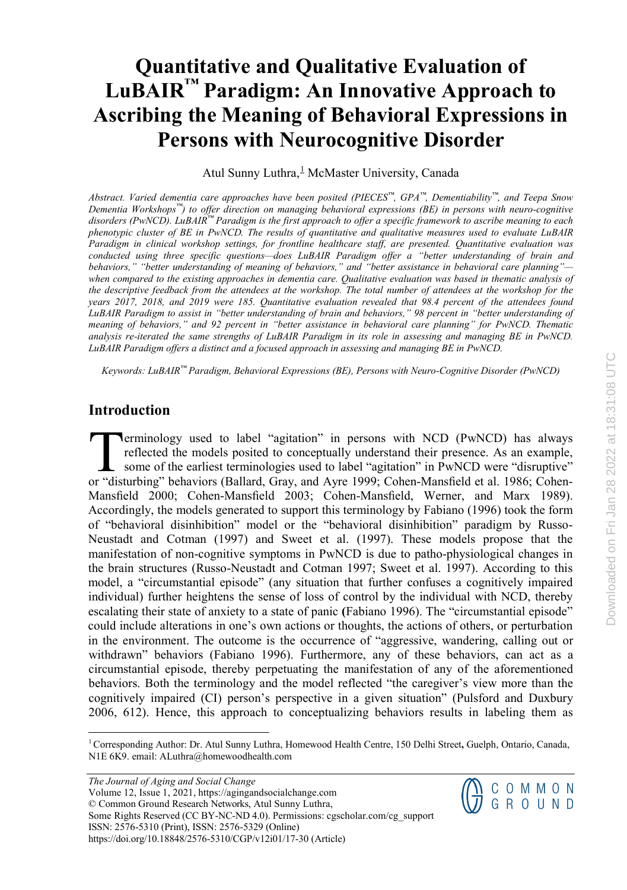# Quantitative and Qualitative Evaluation of LuBAIR™ Paradigm: An Innovative Approach to Ascribing the Meaning of Behavioral Expressions in Persons with Neurocognitive Disorder

Atul Sunny Luthra,[1] McMaster University, Canada

*Abstract. Varied dementia care approaches have been posited (PIECES™, GPA™, Dementiability™, and Teepa Snow Dementia Workshops™) to offer direction on managing behavioral expressions (BE) in persons with neuro-cognitive disorders (PwNCD). LuBAIR™ Paradigm is the first approach to offer a specific framework to ascribe meaning to each phenotypic cluster of BE in PwNCD. The results of quantitative and qualitative measures used to evaluate LuBAIR Paradigm in clinical workshop settings, for frontline healthcare staff, are presented. Quantitative evaluation was conducted using three specific questions—does LuBAIR Paradigm offer a "better understanding of brain and behaviors," "better understanding of meaning of behaviors," and "better assistance in behavioral care planning"—when compared to the existing approaches in dementia care. Qualitative evaluation was based in thematic analysis of the descriptive feedback from the attendees at the workshop. The total number of attendees at the workshop for the years 2017, 2018, and 2019 were 185. Quantitative evaluation revealed that 98.4 percent of the attendees found LuBAIR Paradigm to assist in "better understanding of brain and behaviors," 98 percent in "better understanding of meaning of behaviors," and 92 percent in "better assistance in behavioral care planning" for PwNCD. Thematic analysis re-iterated the same strengths of LuBAIR Paradigm in its role in assessing and managing BE in PwNCD. LuBAIR Paradigm offers a distinct and a focused approach in assessing and managing BE in PwNCD.*

*Keywords: LuBAIR™ Paradigm, Behavioral Expressions (BE), Persons with Neuro-Cognitive Disorder (PwNCD)*

## Introduction

Terminology used to label "agitation" in persons with NCD (PwNCD) has always reflected the models posited to conceptually understand their presence. As an example, some of the earliest terminologies used to label "agitation" in PwNCD were "disruptive" or "disturbing" behaviors (Ballard, Gray, and Ayre 1999; Cohen-Mansfield et al. 1986; Cohen-Mansfield 2000; Cohen-Mansfield 2003; Cohen-Mansfield, Werner, and Marx 1989). Accordingly, the models generated to support this terminology by Fabiano (1996) took the form of "behavioral disinhibition" model or the "behavioral disinhibition" paradigm by Russo-Neustadt and Cotman (1997) and Sweet et al. (1997). These models propose that the manifestation of non-cognitive symptoms in PwNCD is due to patho-physiological changes in the brain structures (Russo-Neustadt and Cotman 1997; Sweet et al. 1997). According to this model, a "circumstantial episode" (any situation that further confuses a cognitively impaired individual) further heightens the sense of loss of control by the individual with NCD, thereby escalating their state of anxiety to a state of panic (Fabiano 1996). The "circumstantial episode" could include alterations in one's own actions or thoughts, the actions of others, or perturbation in the environment. The outcome is the occurrence of "aggressive, wandering, calling out or withdrawn" behaviors (Fabiano 1996). Furthermore, any of these behaviors, can act as a circumstantial episode, thereby perpetuating the manifestation of any of the aforementioned behaviors. Both the terminology and the model reflected "the caregiver's view more than the cognitively impaired (CI) person's perspective in a given situation" (Pulsford and Duxbury 2006, 612). Hence, this approach to conceptualizing behaviors results in labeling them as

[1] Corresponding Author: Dr. Atul Sunny Luthra, Homewood Health Centre, 150 Delhi Street, Guelph, Ontario, Canada, N1E 6K9. email: ALuthra@homewoodhealth.com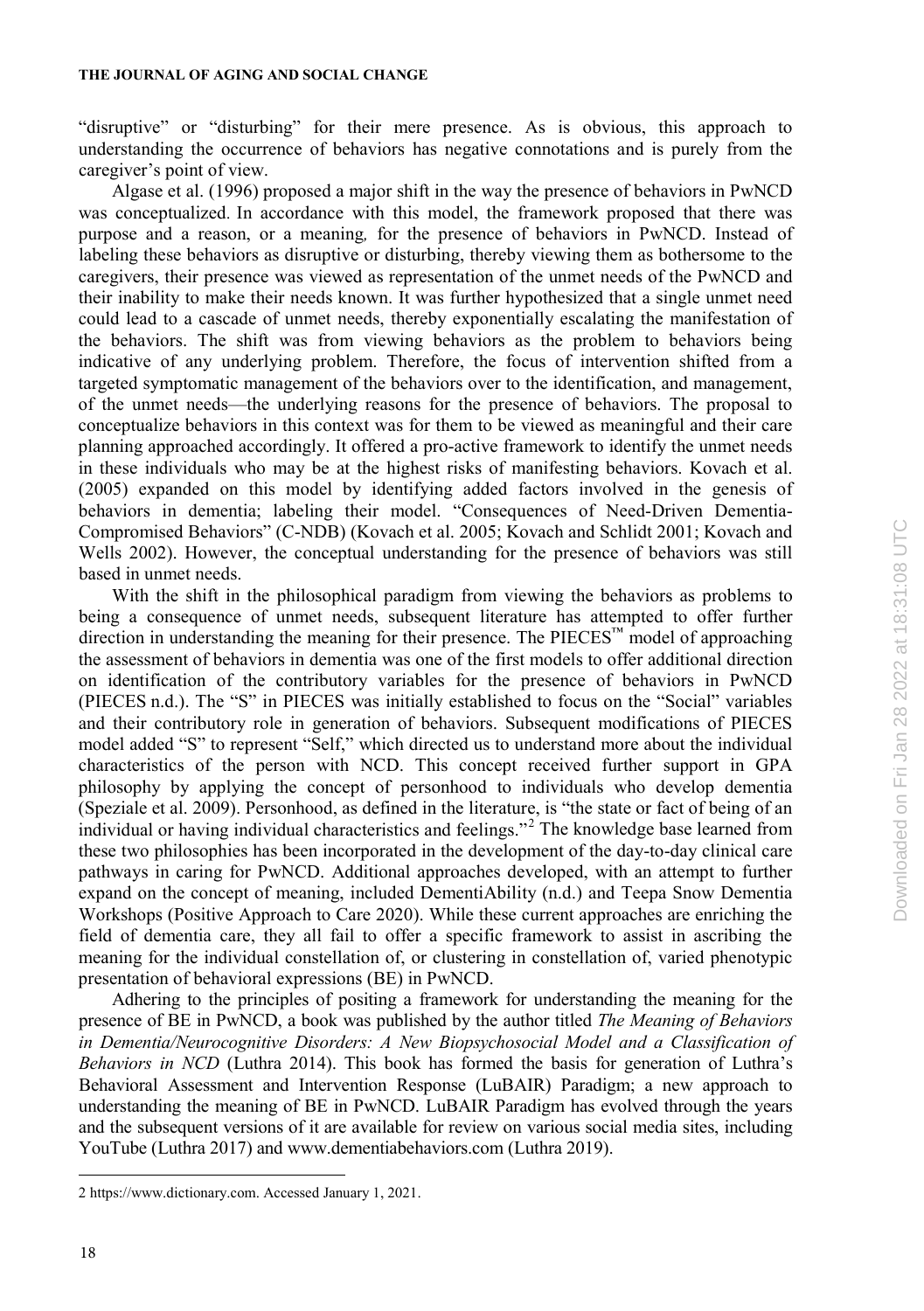"disruptive" or "disturbing" for their mere presence. As is obvious, this approach to understanding the occurrence of behaviors has negative connotations and is purely from the caregiver's point of view.

Algase et al. (1996) proposed a major shift in the way the presence of behaviors in PwNCD was conceptualized. In accordance with this model, the framework proposed that there was purpose and a reason, or a meaning*,* for the presence of behaviors in PwNCD. Instead of labeling these behaviors as disruptive or disturbing, thereby viewing them as bothersome to the caregivers, their presence was viewed as representation of the unmet needs of the PwNCD and their inability to make their needs known. It was further hypothesized that a single unmet need could lead to a cascade of unmet needs, thereby exponentially escalating the manifestation of the behaviors. The shift was from viewing behaviors as the problem to behaviors being indicative of any underlying problem. Therefore, the focus of intervention shifted from a targeted symptomatic management of the behaviors over to the identification, and management, of the unmet needs—the underlying reasons for the presence of behaviors. The proposal to conceptualize behaviors in this context was for them to be viewed as meaningful and their care planning approached accordingly. It offered a pro-active framework to identify the unmet needs in these individuals who may be at the highest risks of manifesting behaviors. Kovach et al. (2005) expanded on this model by identifying added factors involved in the genesis of behaviors in dementia; labeling their model. "Consequences of Need-Driven Dementia-Compromised Behaviors" (C-NDB) (Kovach et al. 2005; Kovach and Schlidt 2001; Kovach and Wells 2002). However, the conceptual understanding for the presence of behaviors was still based in unmet needs.

With the shift in the philosophical paradigm from viewing the behaviors as problems to being a consequence of unmet needs, subsequent literature has attempted to offer further direction in understanding the meaning for their presence. The PIECES™ model of approaching the assessment of behaviors in dementia was one of the first models to offer additional direction on identification of the contributory variables for the presence of behaviors in PwNCD (PIECES n.d.). The "S" in PIECES was initially established to focus on the "Social" variables and their contributory role in generation of behaviors. Subsequent modifications of PIECES model added "S" to represent "Self," which directed us to understand more about the individual characteristics of the person with NCD. This concept received further support in GPA philosophy by applying the concept of personhood to individuals who develop dementia (Speziale et al. 2009). Personhood, as defined in the literature, is "the state or fact of being of an individual or having individual characteristics and feelings."[2] The knowledge base learned from these two philosophies has been incorporated in the development of the day-to-day clinical care pathways in caring for PwNCD. Additional approaches developed, with an attempt to further expand on the concept of meaning, included DementiAbility (n.d.) and Teepa Snow Dementia Workshops (Positive Approach to Care 2020). While these current approaches are enriching the field of dementia care, they all fail to offer a specific framework to assist in ascribing the meaning for the individual constellation of, or clustering in constellation of, varied phenotypic presentation of behavioral expressions (BE) in PwNCD.

Adhering to the principles of positing a framework for understanding the meaning for the presence of BE in PwNCD, a book was published by the author titled *The Meaning of Behaviors in Dementia/Neurocognitive Disorders: A New Biopsychosocial Model and a Classification of Behaviors in NCD* (Luthra 2014). This book has formed the basis for generation of Luthra's Behavioral Assessment and Intervention Response (LuBAIR) Paradigm; a new approach to understanding the meaning of BE in PwNCD. LuBAIR Paradigm has evolved through the years and the subsequent versions of it are available for review on various social media sites, including YouTube (Luthra 2017) and www.dementiabehaviors.com (Luthra 2019).

---

2 https://www.dictionary.com. Accessed January 1, 2021.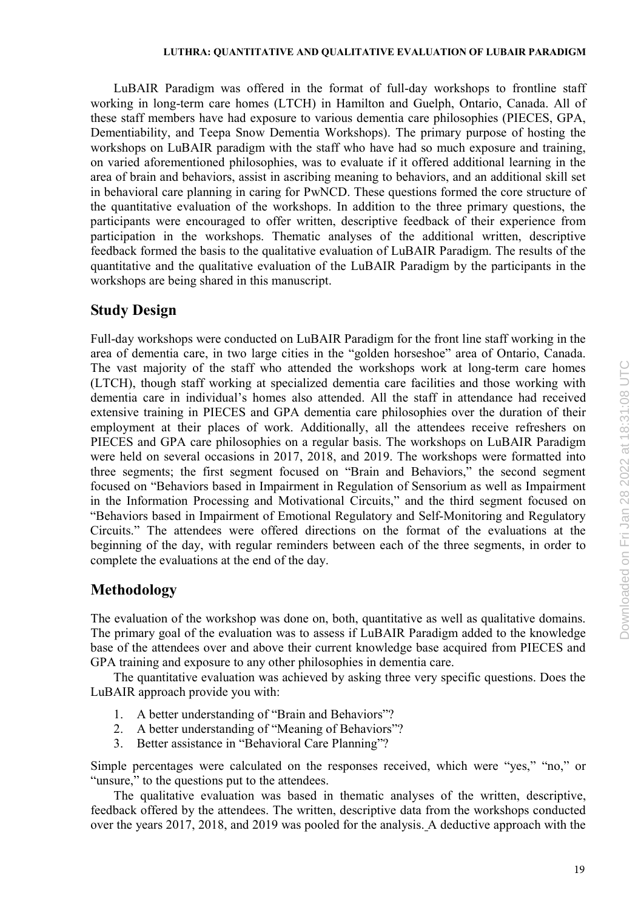LuBAIR Paradigm was offered in the format of full-day workshops to frontline staff working in long-term care homes (LTCH) in Hamilton and Guelph, Ontario, Canada. All of these staff members have had exposure to various dementia care philosophies (PIECES, GPA, Dementiability, and Teepa Snow Dementia Workshops). The primary purpose of hosting the workshops on LuBAIR paradigm with the staff who have had so much exposure and training, on varied aforementioned philosophies, was to evaluate if it offered additional learning in the area of brain and behaviors, assist in ascribing meaning to behaviors, and an additional skill set in behavioral care planning in caring for PwNCD. These questions formed the core structure of the quantitative evaluation of the workshops. In addition to the three primary questions, the participants were encouraged to offer written, descriptive feedback of their experience from participation in the workshops. Thematic analyses of the additional written, descriptive feedback formed the basis to the qualitative evaluation of LuBAIR Paradigm. The results of the quantitative and the qualitative evaluation of the LuBAIR Paradigm by the participants in the workshops are being shared in this manuscript.

## Study Design

Full-day workshops were conducted on LuBAIR Paradigm for the front line staff working in the area of dementia care, in two large cities in the "golden horseshoe" area of Ontario, Canada. The vast majority of the staff who attended the workshops work at long-term care homes (LTCH), though staff working at specialized dementia care facilities and those working with dementia care in individual's homes also attended. All the staff in attendance had received extensive training in PIECES and GPA dementia care philosophies over the duration of their employment at their places of work. Additionally, all the attendees receive refreshers on PIECES and GPA care philosophies on a regular basis. The workshops on LuBAIR Paradigm were held on several occasions in 2017, 2018, and 2019. The workshops were formatted into three segments; the first segment focused on "Brain and Behaviors," the second segment focused on "Behaviors based in Impairment in Regulation of Sensorium as well as Impairment in the Information Processing and Motivational Circuits," and the third segment focused on "Behaviors based in Impairment of Emotional Regulatory and Self-Monitoring and Regulatory Circuits." The attendees were offered directions on the format of the evaluations at the beginning of the day, with regular reminders between each of the three segments, in order to complete the evaluations at the end of the day.

## Methodology

The evaluation of the workshop was done on, both, quantitative as well as qualitative domains. The primary goal of the evaluation was to assess if LuBAIR Paradigm added to the knowledge base of the attendees over and above their current knowledge base acquired from PIECES and GPA training and exposure to any other philosophies in dementia care.

The quantitative evaluation was achieved by asking three very specific questions. Does the LuBAIR approach provide you with:

1. A better understanding of "Brain and Behaviors"?
2. A better understanding of "Meaning of Behaviors"?
3. Better assistance in "Behavioral Care Planning"?

Simple percentages were calculated on the responses received, which were "yes," "no," or "unsure," to the questions put to the attendees.

The qualitative evaluation was based in thematic analyses of the written, descriptive, feedback offered by the attendees. The written, descriptive data from the workshops conducted over the years 2017, 2018, and 2019 was pooled for the analysis. A deductive approach with the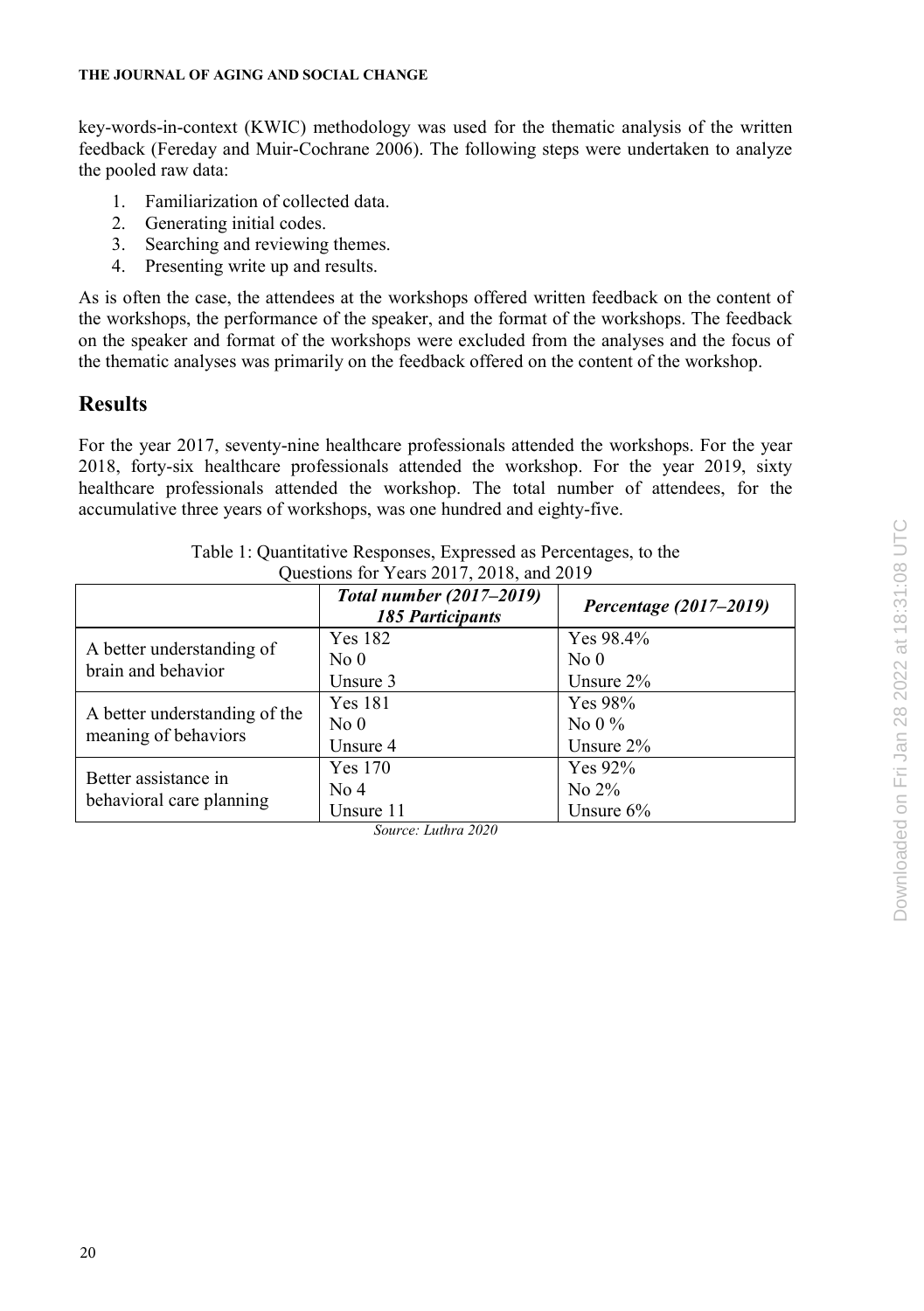key-words-in-context (KWIC) methodology was used for the thematic analysis of the written feedback (Fereday and Muir-Cochrane 2006). The following steps were undertaken to analyze the pooled raw data:

1. Familiarization of collected data.
2. Generating initial codes.
3. Searching and reviewing themes.
4. Presenting write up and results.

As is often the case, the attendees at the workshops offered written feedback on the content of the workshops, the performance of the speaker, and the format of the workshops. The feedback on the speaker and format of the workshops were excluded from the analyses and the focus of the thematic analyses was primarily on the feedback offered on the content of the workshop.

## Results

For the year 2017, seventy-nine healthcare professionals attended the workshops. For the year 2018, forty-six healthcare professionals attended the workshop. For the year 2019, sixty healthcare professionals attended the workshop. The total number of attendees, for the accumulative three years of workshops, was one hundred and eighty-five.

Table 1: Quantitative Responses, Expressed as Percentages, to the Questions for Years 2017, 2018, and 2019

| | ***Total number (2017–2019) 185 Participants*** | ***Percentage (2017–2019)*** |
|---|---|---|
| A better understanding of brain and behavior | Yes 182<br>No 0<br>Unsure 3 | Yes 98.4%<br>No 0<br>Unsure 2% |
| A better understanding of the meaning of behaviors | Yes 181<br>No 0<br>Unsure 4 | Yes 98%<br>No 0 %<br>Unsure 2% |
| Better assistance in behavioral care planning | Yes 170<br>No 4<br>Unsure 11 | Yes 92%<br>No 2%<br>Unsure 6% |

*Source: Luthra 2020*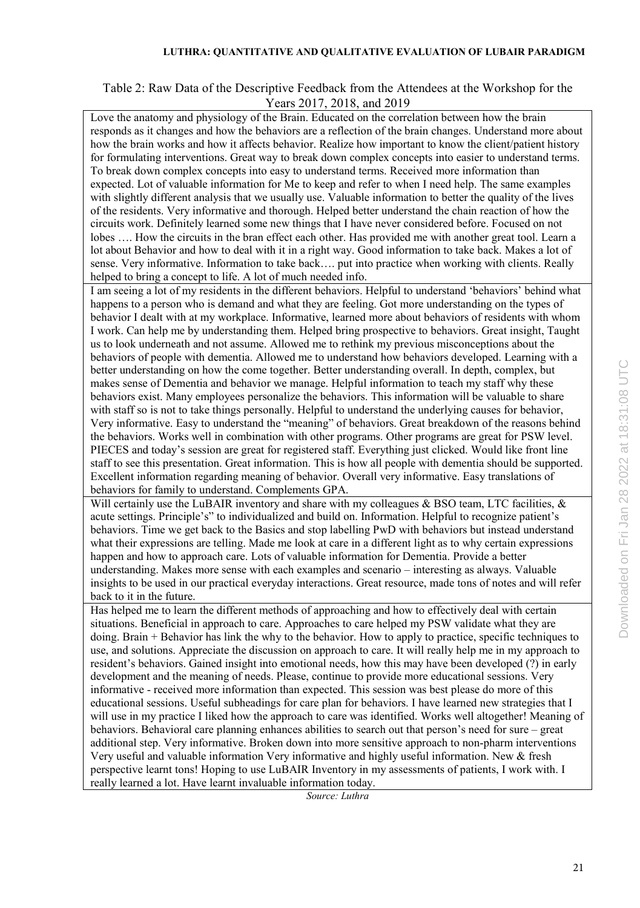Table 2: Raw Data of the Descriptive Feedback from the Attendees at the Workshop for the Years 2017, 2018, and 2019

| |
|---|
| Love the anatomy and physiology of the Brain. Educated on the correlation between how the brain responds as it changes and how the behaviors are a reflection of the brain changes. Understand more about how the brain works and how it affects behavior. Realize how important to know the client/patient history for formulating interventions. Great way to break down complex concepts into easier to understand terms. To break down complex concepts into easy to understand terms. Received more information than expected. Lot of valuable information for Me to keep and refer to when I need help. The same examples with slightly different analysis that we usually use. Valuable information to better the quality of the lives of the residents. Very informative and thorough. Helped better understand the chain reaction of how the circuits work. Definitely learned some new things that I have never considered before. Focused on not lobes …. How the circuits in the bran effect each other. Has provided me with another great tool. Learn a lot about Behavior and how to deal with it in a right way. Good information to take back. Makes a lot of sense. Very informative. Information to take back…. put into practice when working with clients. Really helped to bring a concept to life. A lot of much needed info. |
| I am seeing a lot of my residents in the different behaviors. Helpful to understand 'behaviors' behind what happens to a person who is demand and what they are feeling. Got more understanding on the types of behavior I dealt with at my workplace. Informative, learned more about behaviors of residents with whom I work. Can help me by understanding them. Helped bring prospective to behaviors. Great insight, Taught us to look underneath and not assume. Allowed me to rethink my previous misconceptions about the behaviors of people with dementia. Allowed me to understand how behaviors developed. Learning with a better understanding on how the come together. Better understanding overall. In depth, complex, but makes sense of Dementia and behavior we manage. Helpful information to teach my staff why these behaviors exist. Many employees personalize the behaviors. This information will be valuable to share with staff so is not to take things personally. Helpful to understand the underlying causes for behavior, Very informative. Easy to understand the "meaning" of behaviors. Great breakdown of the reasons behind the behaviors. Works well in combination with other programs. Other programs are great for PSW level. PIECES and today's session are great for registered staff. Everything just clicked. Would like front line staff to see this presentation. Great information. This is how all people with dementia should be supported. Excellent information regarding meaning of behavior. Overall very informative. Easy translations of behaviors for family to understand. Complements GPA. |
| Will certainly use the LuBAIR inventory and share with my colleagues & BSO team, LTC facilities, & acute settings. Principle's" to individualized and build on. Information. Helpful to recognize patient's behaviors. Time we get back to the Basics and stop labelling PwD with behaviors but instead understand what their expressions are telling. Made me look at care in a different light as to why certain expressions happen and how to approach care. Lots of valuable information for Dementia. Provide a better understanding. Makes more sense with each examples and scenario – interesting as always. Valuable insights to be used in our practical everyday interactions. Great resource, made tons of notes and will refer back to it in the future. |
| Has helped me to learn the different methods of approaching and how to effectively deal with certain situations. Beneficial in approach to care. Approaches to care helped my PSW validate what they are doing. Brain + Behavior has link the why to the behavior. How to apply to practice, specific techniques to use, and solutions. Appreciate the discussion on approach to care. It will really help me in my approach to resident's behaviors. Gained insight into emotional needs, how this may have been developed (?) in early development and the meaning of needs. Please, continue to provide more educational sessions. Very informative - received more information than expected. This session was best please do more of this educational sessions. Useful subheadings for care plan for behaviors. I have learned new strategies that I will use in my practice I liked how the approach to care was identified. Works well altogether! Meaning of behaviors. Behavioral care planning enhances abilities to search out that person's need for sure – great additional step. Very informative. Broken down into more sensitive approach to non-pharm interventions Very useful and valuable information Very informative and highly useful information. New & fresh perspective learnt tons! Hoping to use LuBAIR Inventory in my assessments of patients, I work with. I really learned a lot. Have learnt invaluable information today. |

*Source: Luthra*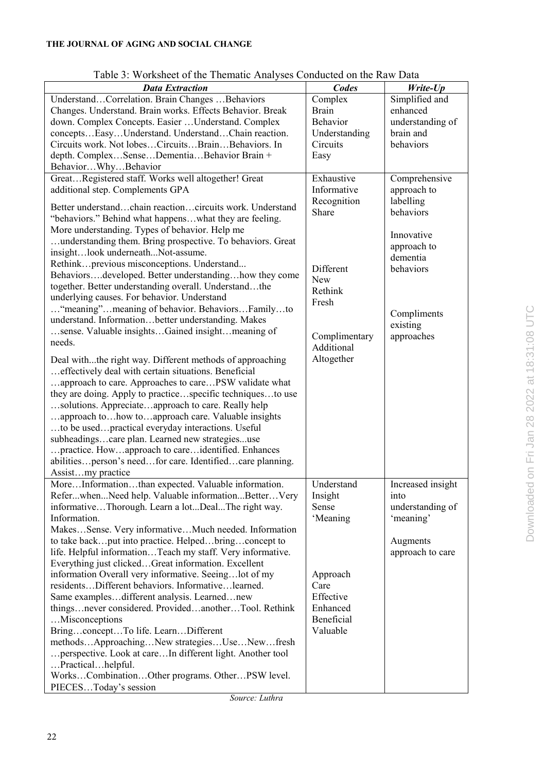Table 3: Worksheet of the Thematic Analyses Conducted on the Raw Data

| ***Data Extraction*** | ***Codes*** | ***Write-Up*** |
|---|---|---|
| Understand…Correlation. Brain Changes …Behaviors Changes. Understand. Brain works. Effects Behavior. Break down. Complex Concepts. Easier …Understand. Complex concepts…Easy…Understand. Understand…Chain reaction. Circuits work. Not lobes…Circuits…Brain…Behaviors. In depth. Complex…Sense…Dementia…Behavior Brain + Behavior…Why…Behavior | Complex Brain Behavior Understanding Circuits Easy | Simplified and enhanced understanding of brain and behaviors |
| Great…Registered staff. Works well altogether! Great additional step. Complements GPA<br><br>Better understand…chain reaction…circuits work. Understand "behaviors." Behind what happens…what they are feeling. More understanding. Types of behavior. Help me …understanding them. Bring prospective. To behaviors. Great insight…look underneath...Not-assume. Rethink…previous misconceptions. Understand... Behaviors….developed. Better understanding…how they come together. Better understanding overall. Understand…the underlying causes. For behavior. Understand …"meaning"…meaning of behavior. Behaviors…Family…to understand. Information…better understanding. Makes …sense. Valuable insights…Gained insight…meaning of needs.<br><br>Deal with...the right way. Different methods of approaching …effectively deal with certain situations. Beneficial …approach to care. Approaches to care…PSW validate what they are doing. Apply to practice…specific techniques…to use …solutions. Appreciate…approach to care. Really help …approach to…how to…approach care. Valuable insights …to be used…practical everyday interactions. Useful subheadings…care plan. Learned new strategies...use …practice. How…approach to care…identified. Enhances abilities…person's need…for care. Identified…care planning. Assist…my practice | Exhaustive Informative Recognition Share<br><br>Different New Rethink Fresh<br><br>Complimentary Additional Altogether | Comprehensive approach to labelling behaviors<br><br>Innovative approach to dementia behaviors<br><br>Compliments existing approaches |
| More…Information…than expected. Valuable information. Refer...when...Need help. Valuable information...Better…Very informative…Thorough. Learn a lot...Deal...The right way. Information. Makes…Sense. Very informative…Much needed. Information to take back…put into practice. Helped…bring…concept to life. Helpful information…Teach my staff. Very informative. Everything just clicked…Great information. Excellent information Overall very informative. Seeing…lot of my residents…Different behaviors. Informative…learned. Same examples…different analysis. Learned…new things…never considered. Provided…another…Tool. Rethink …Misconceptions Bring…concept…To life. Learn…Different methods…Approaching…New strategies…Use…New…fresh …perspective. Look at care…In different light. Another tool …Practical…helpful. Works…Combination…Other programs. Other…PSW level. PIECES…Today's session | Understand Insight Sense 'Meaning<br><br>Approach Care Effective Enhanced Beneficial Valuable | Increased insight into understanding of 'meaning'<br><br>Augments approach to care |

*Source: Luthra*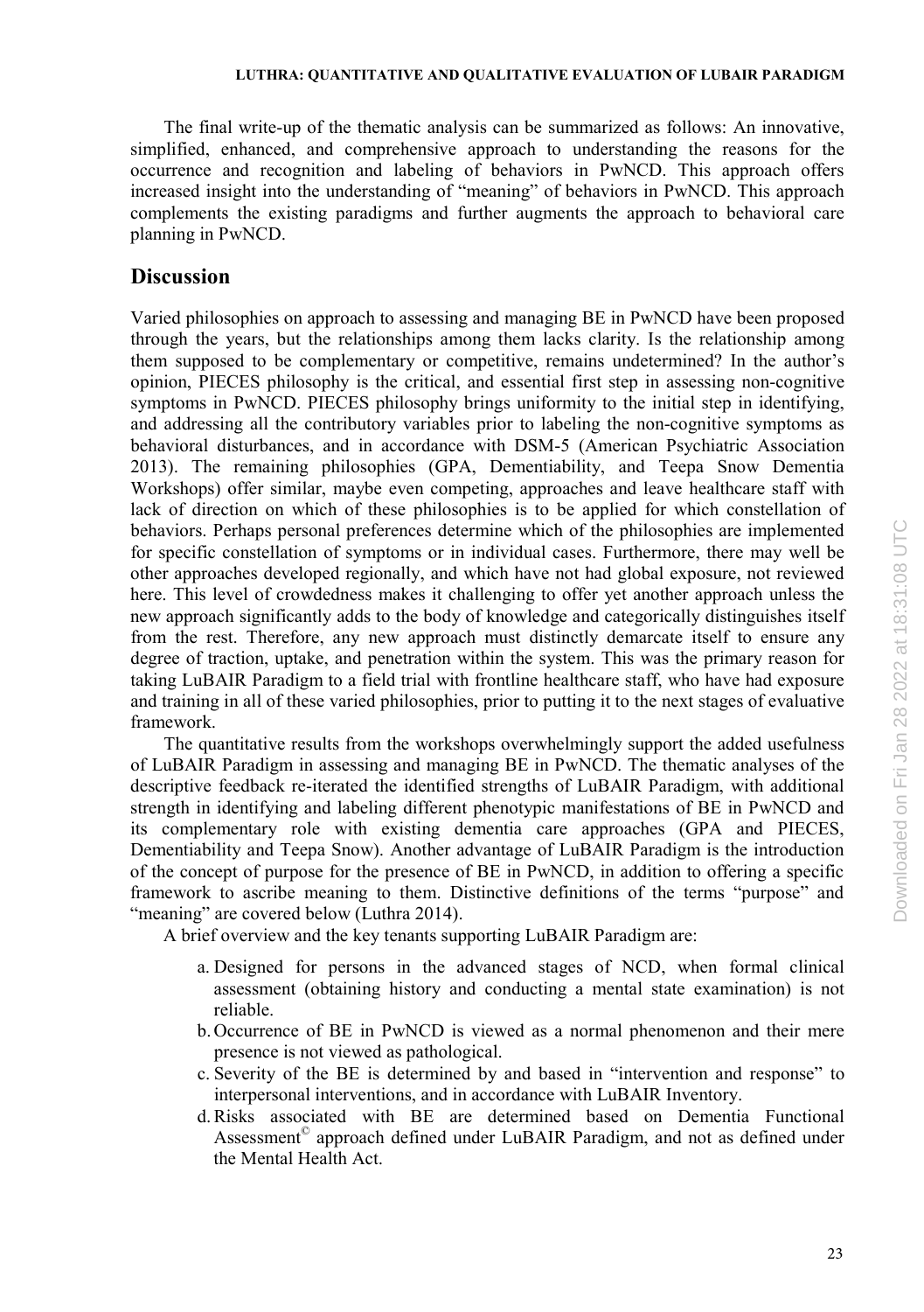The final write-up of the thematic analysis can be summarized as follows: An innovative, simplified, enhanced, and comprehensive approach to understanding the reasons for the occurrence and recognition and labeling of behaviors in PwNCD. This approach offers increased insight into the understanding of "meaning" of behaviors in PwNCD. This approach complements the existing paradigms and further augments the approach to behavioral care planning in PwNCD.

## Discussion

Varied philosophies on approach to assessing and managing BE in PwNCD have been proposed through the years, but the relationships among them lacks clarity. Is the relationship among them supposed to be complementary or competitive, remains undetermined? In the author's opinion, PIECES philosophy is the critical, and essential first step in assessing non-cognitive symptoms in PwNCD. PIECES philosophy brings uniformity to the initial step in identifying, and addressing all the contributory variables prior to labeling the non-cognitive symptoms as behavioral disturbances, and in accordance with DSM-5 (American Psychiatric Association 2013). The remaining philosophies (GPA, Dementiability, and Teepa Snow Dementia Workshops) offer similar, maybe even competing, approaches and leave healthcare staff with lack of direction on which of these philosophies is to be applied for which constellation of behaviors. Perhaps personal preferences determine which of the philosophies are implemented for specific constellation of symptoms or in individual cases. Furthermore, there may well be other approaches developed regionally, and which have not had global exposure, not reviewed here. This level of crowdedness makes it challenging to offer yet another approach unless the new approach significantly adds to the body of knowledge and categorically distinguishes itself from the rest. Therefore, any new approach must distinctly demarcate itself to ensure any degree of traction, uptake, and penetration within the system. This was the primary reason for taking LuBAIR Paradigm to a field trial with frontline healthcare staff, who have had exposure and training in all of these varied philosophies, prior to putting it to the next stages of evaluative framework.

The quantitative results from the workshops overwhelmingly support the added usefulness of LuBAIR Paradigm in assessing and managing BE in PwNCD. The thematic analyses of the descriptive feedback re-iterated the identified strengths of LuBAIR Paradigm, with additional strength in identifying and labeling different phenotypic manifestations of BE in PwNCD and its complementary role with existing dementia care approaches (GPA and PIECES, Dementiability and Teepa Snow). Another advantage of LuBAIR Paradigm is the introduction of the concept of purpose for the presence of BE in PwNCD, in addition to offering a specific framework to ascribe meaning to them. Distinctive definitions of the terms "purpose" and "meaning" are covered below (Luthra 2014).

A brief overview and the key tenants supporting LuBAIR Paradigm are:

a. Designed for persons in the advanced stages of NCD, when formal clinical assessment (obtaining history and conducting a mental state examination) is not reliable.
b. Occurrence of BE in PwNCD is viewed as a normal phenomenon and their mere presence is not viewed as pathological.
c. Severity of the BE is determined by and based in "intervention and response" to interpersonal interventions, and in accordance with LuBAIR Inventory.
d. Risks associated with BE are determined based on Dementia Functional Assessment© approach defined under LuBAIR Paradigm, and not as defined under the Mental Health Act.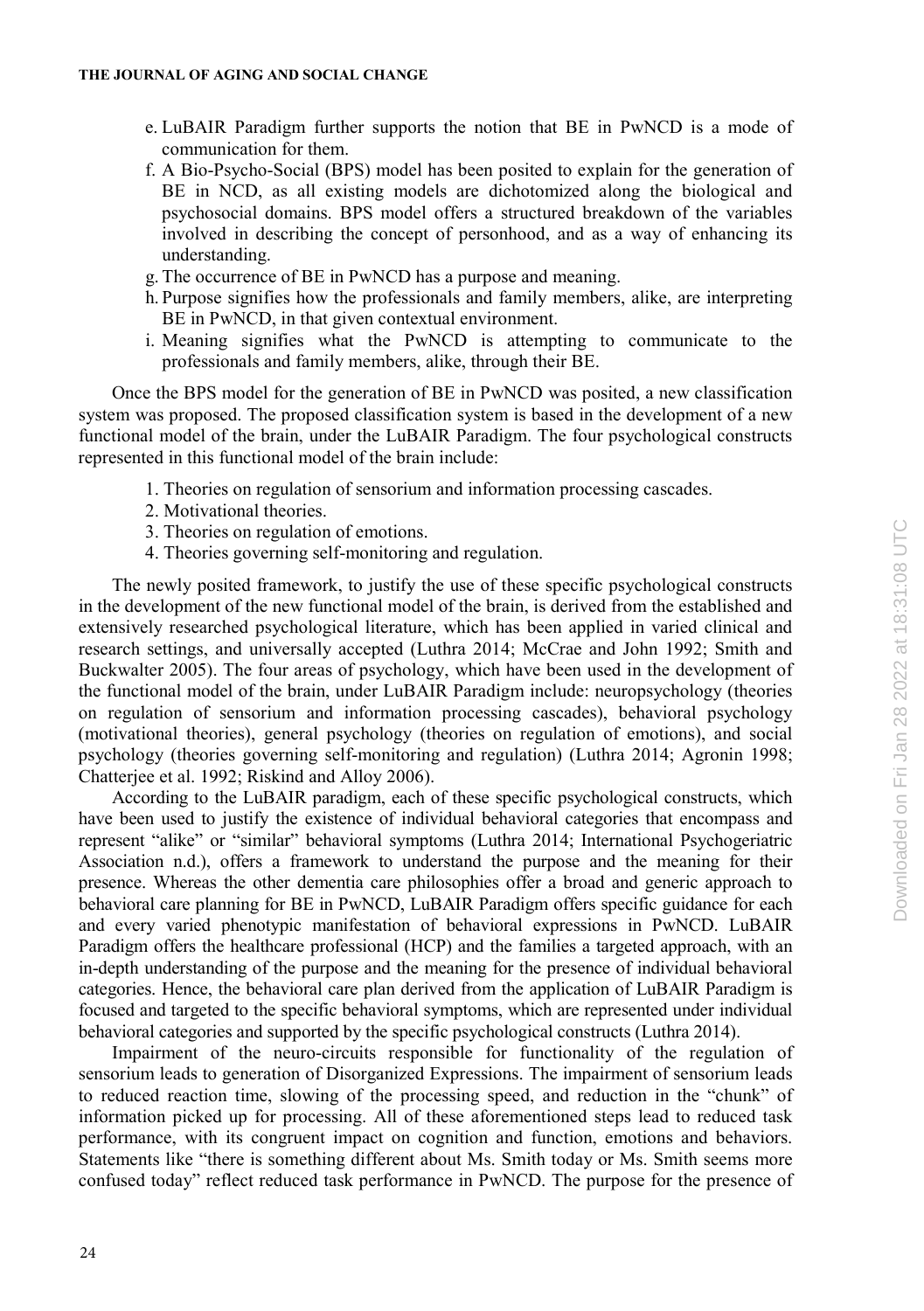e. LuBAIR Paradigm further supports the notion that BE in PwNCD is a mode of communication for them.
f. A Bio-Psycho-Social (BPS) model has been posited to explain for the generation of BE in NCD, as all existing models are dichotomized along the biological and psychosocial domains. BPS model offers a structured breakdown of the variables involved in describing the concept of personhood, and as a way of enhancing its understanding.
g. The occurrence of BE in PwNCD has a purpose and meaning.
h. Purpose signifies how the professionals and family members, alike, are interpreting BE in PwNCD, in that given contextual environment.
i. Meaning signifies what the PwNCD is attempting to communicate to the professionals and family members, alike, through their BE.

Once the BPS model for the generation of BE in PwNCD was posited, a new classification system was proposed. The proposed classification system is based in the development of a new functional model of the brain, under the LuBAIR Paradigm. The four psychological constructs represented in this functional model of the brain include:

1. Theories on regulation of sensorium and information processing cascades.
2. Motivational theories.
3. Theories on regulation of emotions.
4. Theories governing self-monitoring and regulation.

The newly posited framework, to justify the use of these specific psychological constructs in the development of the new functional model of the brain, is derived from the established and extensively researched psychological literature, which has been applied in varied clinical and research settings, and universally accepted (Luthra 2014; McCrae and John 1992; Smith and Buckwalter 2005). The four areas of psychology, which have been used in the development of the functional model of the brain, under LuBAIR Paradigm include: neuropsychology (theories on regulation of sensorium and information processing cascades), behavioral psychology (motivational theories), general psychology (theories on regulation of emotions), and social psychology (theories governing self-monitoring and regulation) (Luthra 2014; Agronin 1998; Chatterjee et al. 1992; Riskind and Alloy 2006).

According to the LuBAIR paradigm, each of these specific psychological constructs, which have been used to justify the existence of individual behavioral categories that encompass and represent "alike" or "similar" behavioral symptoms (Luthra 2014; International Psychogeriatric Association n.d.), offers a framework to understand the purpose and the meaning for their presence. Whereas the other dementia care philosophies offer a broad and generic approach to behavioral care planning for BE in PwNCD, LuBAIR Paradigm offers specific guidance for each and every varied phenotypic manifestation of behavioral expressions in PwNCD. LuBAIR Paradigm offers the healthcare professional (HCP) and the families a targeted approach, with an in-depth understanding of the purpose and the meaning for the presence of individual behavioral categories. Hence, the behavioral care plan derived from the application of LuBAIR Paradigm is focused and targeted to the specific behavioral symptoms, which are represented under individual behavioral categories and supported by the specific psychological constructs (Luthra 2014).

Impairment of the neuro-circuits responsible for functionality of the regulation of sensorium leads to generation of Disorganized Expressions. The impairment of sensorium leads to reduced reaction time, slowing of the processing speed, and reduction in the "chunk" of information picked up for processing. All of these aforementioned steps lead to reduced task performance, with its congruent impact on cognition and function, emotions and behaviors. Statements like "there is something different about Ms. Smith today or Ms. Smith seems more confused today" reflect reduced task performance in PwNCD. The purpose for the presence of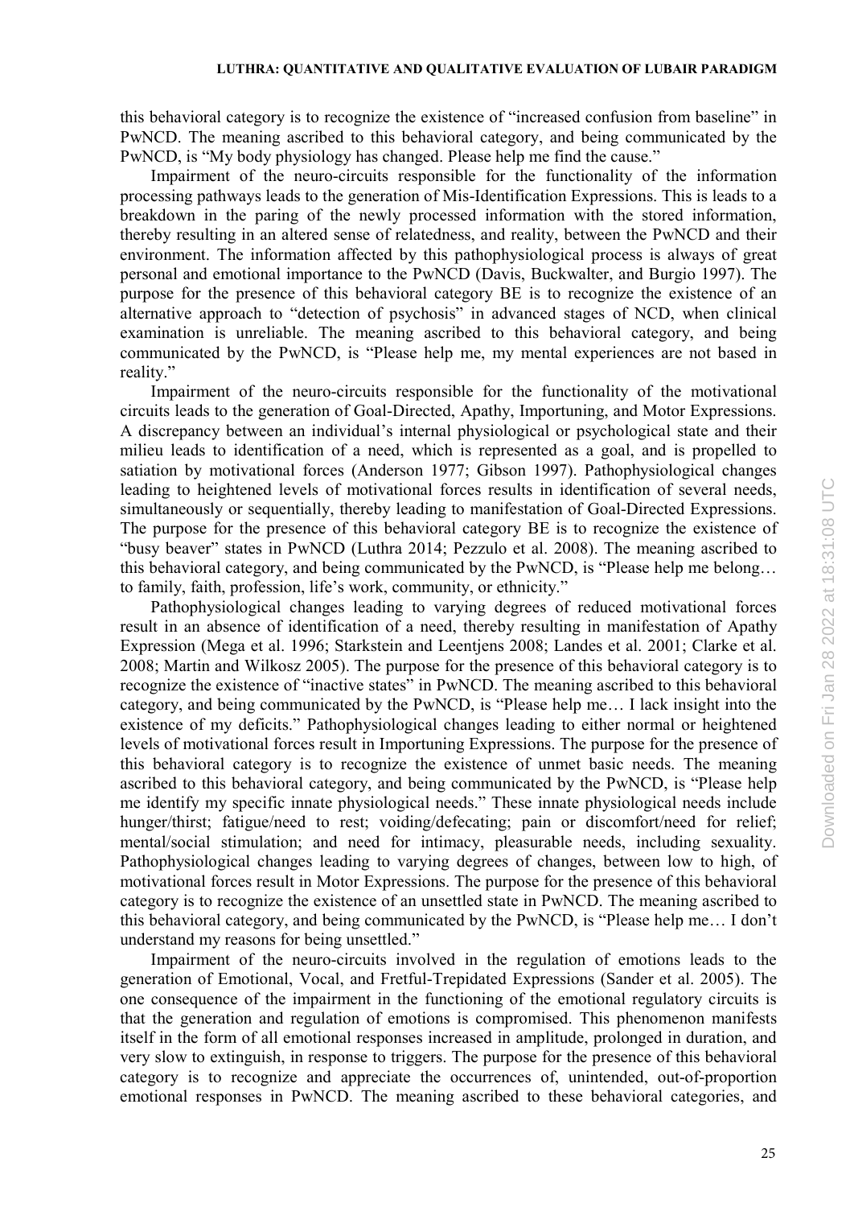this behavioral category is to recognize the existence of "increased confusion from baseline" in PwNCD. The meaning ascribed to this behavioral category, and being communicated by the PwNCD, is "My body physiology has changed. Please help me find the cause."

Impairment of the neuro-circuits responsible for the functionality of the information processing pathways leads to the generation of Mis-Identification Expressions. This is leads to a breakdown in the paring of the newly processed information with the stored information, thereby resulting in an altered sense of relatedness, and reality, between the PwNCD and their environment. The information affected by this pathophysiological process is always of great personal and emotional importance to the PwNCD (Davis, Buckwalter, and Burgio 1997). The purpose for the presence of this behavioral category BE is to recognize the existence of an alternative approach to "detection of psychosis" in advanced stages of NCD, when clinical examination is unreliable. The meaning ascribed to this behavioral category, and being communicated by the PwNCD, is "Please help me, my mental experiences are not based in reality."

Impairment of the neuro-circuits responsible for the functionality of the motivational circuits leads to the generation of Goal-Directed, Apathy, Importuning, and Motor Expressions. A discrepancy between an individual's internal physiological or psychological state and their milieu leads to identification of a need, which is represented as a goal, and is propelled to satiation by motivational forces (Anderson 1977; Gibson 1997). Pathophysiological changes leading to heightened levels of motivational forces results in identification of several needs, simultaneously or sequentially, thereby leading to manifestation of Goal-Directed Expressions. The purpose for the presence of this behavioral category BE is to recognize the existence of "busy beaver" states in PwNCD (Luthra 2014; Pezzulo et al. 2008). The meaning ascribed to this behavioral category, and being communicated by the PwNCD, is "Please help me belong… to family, faith, profession, life's work, community, or ethnicity."

Pathophysiological changes leading to varying degrees of reduced motivational forces result in an absence of identification of a need, thereby resulting in manifestation of Apathy Expression (Mega et al. 1996; Starkstein and Leentjens 2008; Landes et al. 2001; Clarke et al. 2008; Martin and Wilkosz 2005). The purpose for the presence of this behavioral category is to recognize the existence of "inactive states" in PwNCD. The meaning ascribed to this behavioral category, and being communicated by the PwNCD, is "Please help me… I lack insight into the existence of my deficits." Pathophysiological changes leading to either normal or heightened levels of motivational forces result in Importuning Expressions. The purpose for the presence of this behavioral category is to recognize the existence of unmet basic needs. The meaning ascribed to this behavioral category, and being communicated by the PwNCD, is "Please help me identify my specific innate physiological needs." These innate physiological needs include hunger/thirst; fatigue/need to rest; voiding/defecating; pain or discomfort/need for relief; mental/social stimulation; and need for intimacy, pleasurable needs, including sexuality. Pathophysiological changes leading to varying degrees of changes, between low to high, of motivational forces result in Motor Expressions. The purpose for the presence of this behavioral category is to recognize the existence of an unsettled state in PwNCD. The meaning ascribed to this behavioral category, and being communicated by the PwNCD, is "Please help me… I don't understand my reasons for being unsettled."

Impairment of the neuro-circuits involved in the regulation of emotions leads to the generation of Emotional, Vocal, and Fretful-Trepidated Expressions (Sander et al. 2005). The one consequence of the impairment in the functioning of the emotional regulatory circuits is that the generation and regulation of emotions is compromised. This phenomenon manifests itself in the form of all emotional responses increased in amplitude, prolonged in duration, and very slow to extinguish, in response to triggers. The purpose for the presence of this behavioral category is to recognize and appreciate the occurrences of, unintended, out-of-proportion emotional responses in PwNCD. The meaning ascribed to these behavioral categories, and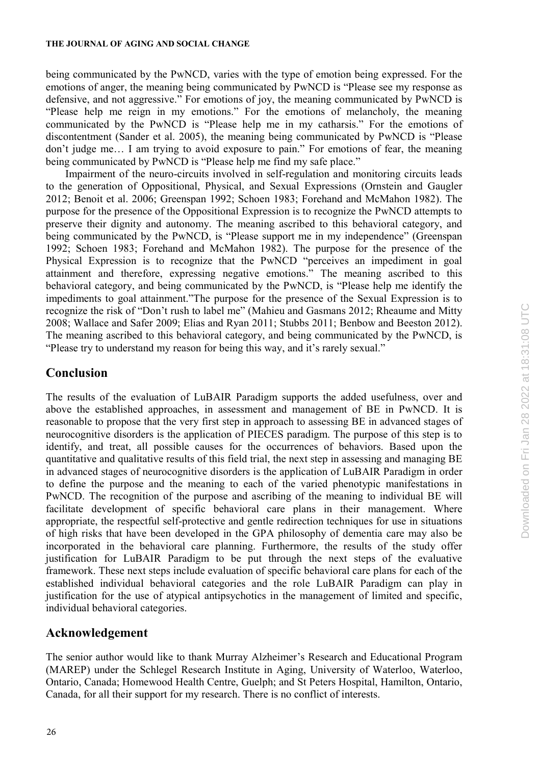being communicated by the PwNCD, varies with the type of emotion being expressed. For the emotions of anger, the meaning being communicated by PwNCD is "Please see my response as defensive, and not aggressive." For emotions of joy, the meaning communicated by PwNCD is "Please help me reign in my emotions." For the emotions of melancholy, the meaning communicated by the PwNCD is "Please help me in my catharsis." For the emotions of discontentment (Sander et al. 2005), the meaning being communicated by PwNCD is "Please don't judge me… I am trying to avoid exposure to pain." For emotions of fear, the meaning being communicated by PwNCD is "Please help me find my safe place."

Impairment of the neuro-circuits involved in self-regulation and monitoring circuits leads to the generation of Oppositional, Physical, and Sexual Expressions (Ornstein and Gaugler 2012; Benoit et al. 2006; Greenspan 1992; Schoen 1983; Forehand and McMahon 1982). The purpose for the presence of the Oppositional Expression is to recognize the PwNCD attempts to preserve their dignity and autonomy. The meaning ascribed to this behavioral category, and being communicated by the PwNCD, is "Please support me in my independence" (Greenspan 1992; Schoen 1983; Forehand and McMahon 1982). The purpose for the presence of the Physical Expression is to recognize that the PwNCD "perceives an impediment in goal attainment and therefore, expressing negative emotions." The meaning ascribed to this behavioral category, and being communicated by the PwNCD, is "Please help me identify the impediments to goal attainment."The purpose for the presence of the Sexual Expression is to recognize the risk of "Don't rush to label me" (Mahieu and Gasmans 2012; Rheaume and Mitty 2008; Wallace and Safer 2009; Elias and Ryan 2011; Stubbs 2011; Benbow and Beeston 2012). The meaning ascribed to this behavioral category, and being communicated by the PwNCD, is "Please try to understand my reason for being this way, and it's rarely sexual."

## Conclusion

The results of the evaluation of LuBAIR Paradigm supports the added usefulness, over and above the established approaches, in assessment and management of BE in PwNCD. It is reasonable to propose that the very first step in approach to assessing BE in advanced stages of neurocognitive disorders is the application of PIECES paradigm. The purpose of this step is to identify, and treat, all possible causes for the occurrences of behaviors. Based upon the quantitative and qualitative results of this field trial, the next step in assessing and managing BE in advanced stages of neurocognitive disorders is the application of LuBAIR Paradigm in order to define the purpose and the meaning to each of the varied phenotypic manifestations in PwNCD. The recognition of the purpose and ascribing of the meaning to individual BE will facilitate development of specific behavioral care plans in their management. Where appropriate, the respectful self-protective and gentle redirection techniques for use in situations of high risks that have been developed in the GPA philosophy of dementia care may also be incorporated in the behavioral care planning. Furthermore, the results of the study offer justification for LuBAIR Paradigm to be put through the next steps of the evaluative framework. These next steps include evaluation of specific behavioral care plans for each of the established individual behavioral categories and the role LuBAIR Paradigm can play in justification for the use of atypical antipsychotics in the management of limited and specific, individual behavioral categories.

## Acknowledgement

The senior author would like to thank Murray Alzheimer's Research and Educational Program (MAREP) under the Schlegel Research Institute in Aging, University of Waterloo, Waterloo, Ontario, Canada; Homewood Health Centre, Guelph; and St Peters Hospital, Hamilton, Ontario, Canada, for all their support for my research. There is no conflict of interests.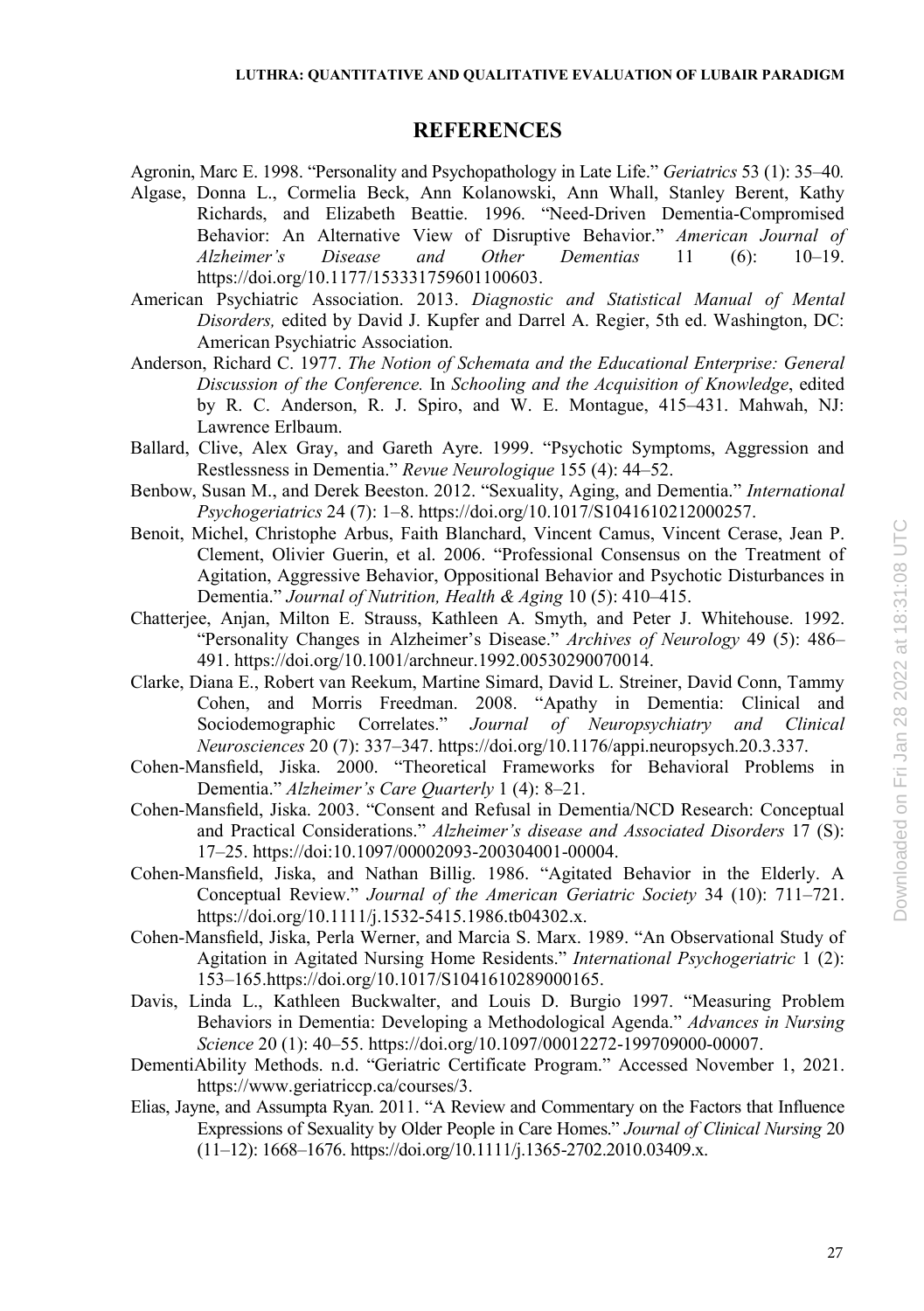## REFERENCES

Agronin, Marc E. 1998. "Personality and Psychopathology in Late Life." *Geriatrics* 53 (1): 35–40.

Algase, Donna L., Cormelia Beck, Ann Kolanowski, Ann Whall, Stanley Berent, Kathy Richards, and Elizabeth Beattie. 1996. "Need-Driven Dementia-Compromised Behavior: An Alternative View of Disruptive Behavior." *American Journal of Alzheimer's Disease and Other Dementias* 11 (6): 10–19. https://doi.org/10.1177/153331759601100603.

American Psychiatric Association. 2013. *Diagnostic and Statistical Manual of Mental Disorders,* edited by David J. Kupfer and Darrel A. Regier, 5th ed. Washington, DC: American Psychiatric Association.

Anderson, Richard C. 1977. *The Notion of Schemata and the Educational Enterprise: General Discussion of the Conference.* In *Schooling and the Acquisition of Knowledge*, edited by R. C. Anderson, R. J. Spiro, and W. E. Montague, 415–431. Mahwah, NJ: Lawrence Erlbaum.

Ballard, Clive, Alex Gray, and Gareth Ayre. 1999. "Psychotic Symptoms, Aggression and Restlessness in Dementia." *Revue Neurologique* 155 (4): 44–52.

Benbow, Susan M., and Derek Beeston. 2012. "Sexuality, Aging, and Dementia." *International Psychogeriatrics* 24 (7): 1–8. https://doi.org/10.1017/S1041610212000257.

Benoit, Michel, Christophe Arbus, Faith Blanchard, Vincent Camus, Vincent Cerase, Jean P. Clement, Olivier Guerin, et al. 2006. "Professional Consensus on the Treatment of Agitation, Aggressive Behavior, Oppositional Behavior and Psychotic Disturbances in Dementia." *Journal of Nutrition, Health & Aging* 10 (5): 410–415.

Chatterjee, Anjan, Milton E. Strauss, Kathleen A. Smyth, and Peter J. Whitehouse. 1992. "Personality Changes in Alzheimer's Disease." *Archives of Neurology* 49 (5): 486–491. https://doi.org/10.1001/archneur.1992.00530290070014.

Clarke, Diana E., Robert van Reekum, Martine Simard, David L. Streiner, David Conn, Tammy Cohen, and Morris Freedman. 2008. "Apathy in Dementia: Clinical and Sociodemographic Correlates." *Journal of Neuropsychiatry and Clinical Neurosciences* 20 (7): 337–347. https://doi.org/10.1176/appi.neuropsych.20.3.337.

Cohen-Mansfield, Jiska. 2000. "Theoretical Frameworks for Behavioral Problems in Dementia." *Alzheimer's Care Quarterly* 1 (4): 8–21.

Cohen-Mansfield, Jiska. 2003. "Consent and Refusal in Dementia/NCD Research: Conceptual and Practical Considerations." *Alzheimer's disease and Associated Disorders* 17 (S): 17–25. https://doi:10.1097/00002093-200304001-00004.

Cohen-Mansfield, Jiska, and Nathan Billig. 1986. "Agitated Behavior in the Elderly. A Conceptual Review." *Journal of the American Geriatric Society* 34 (10): 711–721. https://doi.org/10.1111/j.1532-5415.1986.tb04302.x.

Cohen-Mansfield, Jiska, Perla Werner, and Marcia S. Marx. 1989. "An Observational Study of Agitation in Agitated Nursing Home Residents." *International Psychogeriatric* 1 (2): 153–165.https://doi.org/10.1017/S1041610289000165.

Davis, Linda L., Kathleen Buckwalter, and Louis D. Burgio 1997. "Measuring Problem Behaviors in Dementia: Developing a Methodological Agenda." *Advances in Nursing Science* 20 (1): 40–55. https://doi.org/10.1097/00012272-199709000-00007.

DementiAbility Methods. n.d. "Geriatric Certificate Program." Accessed November 1, 2021. https://www.geriatriccp.ca/courses/3.

Elias, Jayne, and Assumpta Ryan. 2011. "A Review and Commentary on the Factors that Influence Expressions of Sexuality by Older People in Care Homes." *Journal of Clinical Nursing* 20 (11–12): 1668–1676. https://doi.org/10.1111/j.1365-2702.2010.03409.x.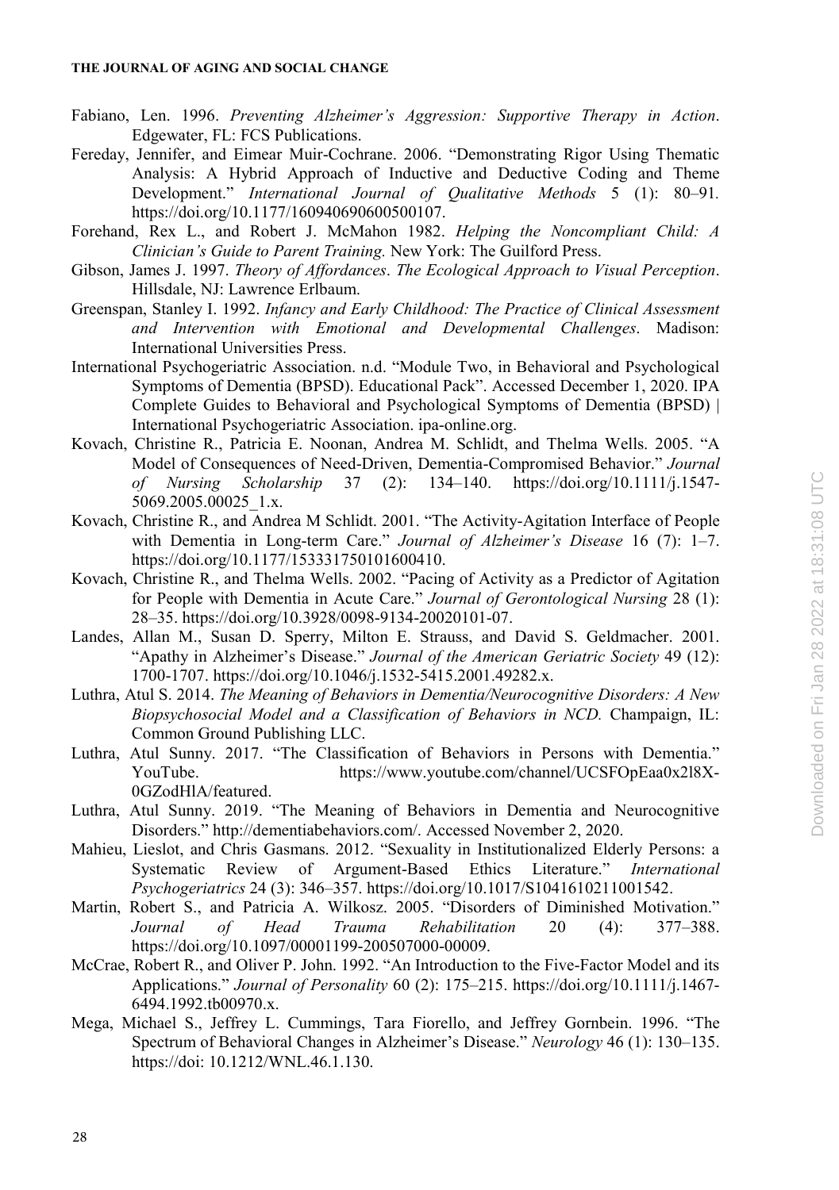Fabiano, Len. 1996. *Preventing Alzheimer's Aggression: Supportive Therapy in Action*. Edgewater, FL: FCS Publications.

Fereday, Jennifer, and Eimear Muir-Cochrane. 2006. "Demonstrating Rigor Using Thematic Analysis: A Hybrid Approach of Inductive and Deductive Coding and Theme Development." *International Journal of Qualitative Methods* 5 (1): 80–91. https://doi.org/10.1177/160940690600500107.

Forehand, Rex L., and Robert J. McMahon 1982. *Helping the Noncompliant Child: A Clinician's Guide to Parent Training.* New York: The Guilford Press.

Gibson, James J. 1997. *Theory of Affordances*. *The Ecological Approach to Visual Perception*. Hillsdale, NJ: Lawrence Erlbaum.

Greenspan, Stanley I. 1992. *Infancy and Early Childhood: The Practice of Clinical Assessment and Intervention with Emotional and Developmental Challenges*. Madison: International Universities Press.

International Psychogeriatric Association. n.d. "Module Two, in Behavioral and Psychological Symptoms of Dementia (BPSD). Educational Pack". Accessed December 1, 2020. IPA Complete Guides to Behavioral and Psychological Symptoms of Dementia (BPSD) | International Psychogeriatric Association. ipa-online.org.

Kovach, Christine R., Patricia E. Noonan, Andrea M. Schlidt, and Thelma Wells. 2005. "A Model of Consequences of Need-Driven, Dementia-Compromised Behavior." *Journal of Nursing Scholarship* 37 (2): 134–140. https://doi.org/10.1111/j.1547-5069.2005.00025_1.x.

Kovach, Christine R., and Andrea M Schlidt. 2001. "The Activity-Agitation Interface of People with Dementia in Long-term Care." *Journal of Alzheimer's Disease* 16 (7): 1–7. https://doi.org/10.1177/153331750101600410.

Kovach, Christine R., and Thelma Wells. 2002. "Pacing of Activity as a Predictor of Agitation for People with Dementia in Acute Care." *Journal of Gerontological Nursing* 28 (1): 28–35. https://doi.org/10.3928/0098-9134-20020101-07.

Landes, Allan M., Susan D. Sperry, Milton E. Strauss, and David S. Geldmacher. 2001. "Apathy in Alzheimer's Disease." *Journal of the American Geriatric Society* 49 (12): 1700-1707. https://doi.org/10.1046/j.1532-5415.2001.49282.x.

Luthra, Atul S. 2014. *The Meaning of Behaviors in Dementia/Neurocognitive Disorders: A New Biopsychosocial Model and a Classification of Behaviors in NCD.* Champaign, IL: Common Ground Publishing LLC.

Luthra, Atul Sunny. 2017. "The Classification of Behaviors in Persons with Dementia." YouTube. https://www.youtube.com/channel/UCSFOpEaa0x2l8X-0GZodHlA/featured.

Luthra, Atul Sunny. 2019. "The Meaning of Behaviors in Dementia and Neurocognitive Disorders." http://dementiabehaviors.com/. Accessed November 2, 2020.

Mahieu, Lieslot, and Chris Gasmans. 2012. "Sexuality in Institutionalized Elderly Persons: a Systematic Review of Argument-Based Ethics Literature." *International Psychogeriatrics* 24 (3): 346–357. https://doi.org/10.1017/S1041610211001542.

Martin, Robert S., and Patricia A. Wilkosz. 2005. "Disorders of Diminished Motivation." *Journal of Head Trauma Rehabilitation* 20 (4): 377–388. https://doi.org/10.1097/00001199-200507000-00009.

McCrae, Robert R., and Oliver P. John. 1992. "An Introduction to the Five-Factor Model and its Applications." *Journal of Personality* 60 (2): 175–215. https://doi.org/10.1111/j.1467-6494.1992.tb00970.x.

Mega, Michael S., Jeffrey L. Cummings, Tara Fiorello, and Jeffrey Gornbein. 1996. "The Spectrum of Behavioral Changes in Alzheimer's Disease." *Neurology* 46 (1): 130–135. https://doi: 10.1212/WNL.46.1.130.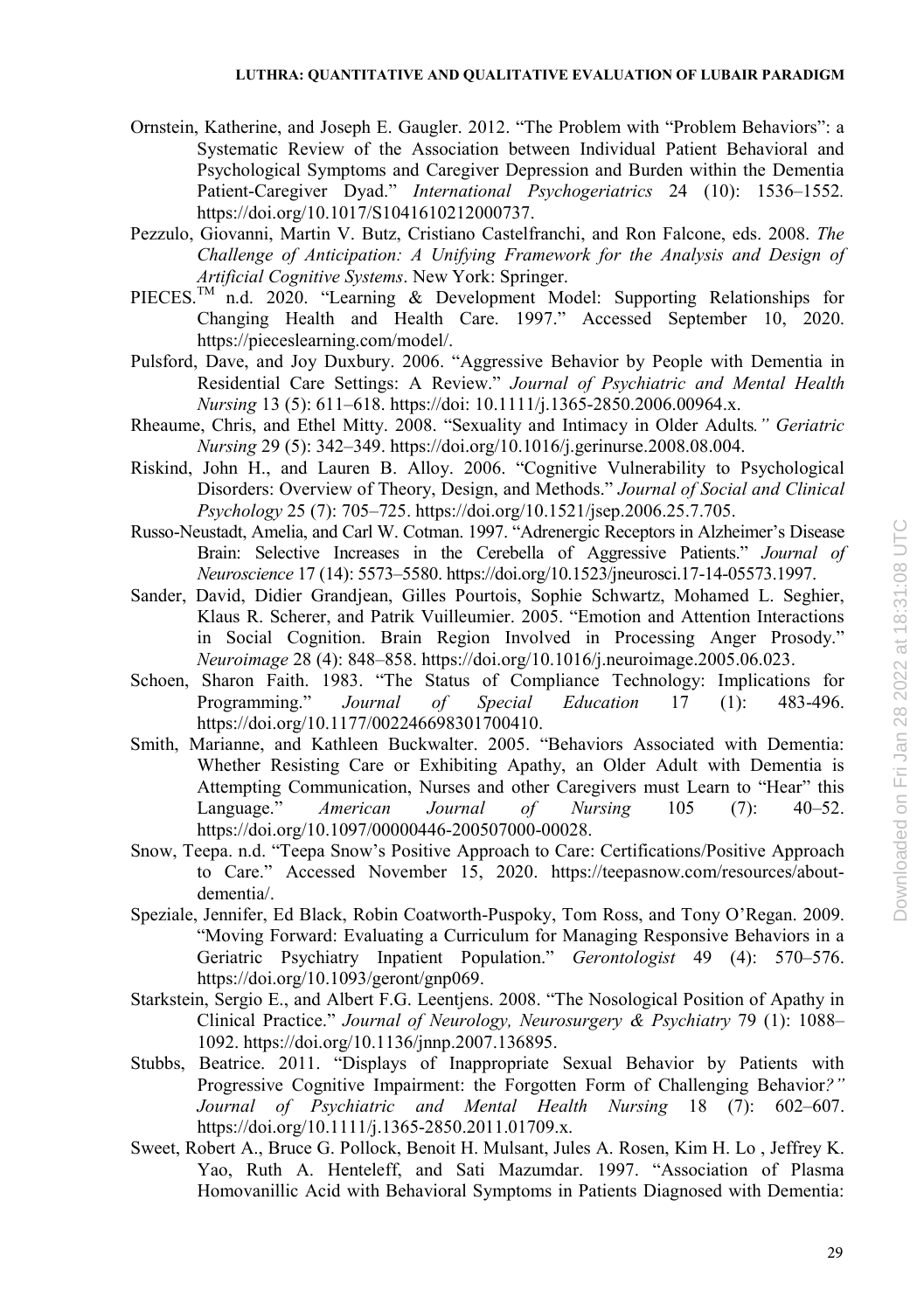Ornstein, Katherine, and Joseph E. Gaugler. 2012. "The Problem with "Problem Behaviors": a Systematic Review of the Association between Individual Patient Behavioral and Psychological Symptoms and Caregiver Depression and Burden within the Dementia Patient-Caregiver Dyad." *International Psychogeriatrics* 24 (10): 1536–1552. https://doi.org/10.1017/S1041610212000737.

Pezzulo, Giovanni, Martin V. Butz, Cristiano Castelfranchi, and Ron Falcone, eds. 2008. *The Challenge of Anticipation: A Unifying Framework for the Analysis and Design of Artificial Cognitive Systems*. New York: Springer.

PIECES.™ n.d. 2020. "Learning & Development Model: Supporting Relationships for Changing Health and Health Care. 1997." Accessed September 10, 2020. https://pieceslearning.com/model/.

Pulsford, Dave, and Joy Duxbury. 2006. "Aggressive Behavior by People with Dementia in Residential Care Settings: A Review." *Journal of Psychiatric and Mental Health Nursing* 13 (5): 611–618. https://doi: 10.1111/j.1365-2850.2006.00964.x.

Rheaume, Chris, and Ethel Mitty. 2008. "Sexuality and Intimacy in Older Adults*." Geriatric Nursing* 29 (5): 342–349. https://doi.org/10.1016/j.gerinurse.2008.08.004.

Riskind, John H., and Lauren B. Alloy. 2006. "Cognitive Vulnerability to Psychological Disorders: Overview of Theory, Design, and Methods." *Journal of Social and Clinical Psychology* 25 (7): 705–725. https://doi.org/10.1521/jsep.2006.25.7.705.

Russo-Neustadt, Amelia, and Carl W. Cotman. 1997. "Adrenergic Receptors in Alzheimer's Disease Brain: Selective Increases in the Cerebella of Aggressive Patients." *Journal of Neuroscience* 17 (14): 5573–5580. https://doi.org/10.1523/jneurosci.17-14-05573.1997.

Sander, David, Didier Grandjean, Gilles Pourtois, Sophie Schwartz, Mohamed L. Seghier, Klaus R. Scherer, and Patrik Vuilleumier. 2005. "Emotion and Attention Interactions in Social Cognition. Brain Region Involved in Processing Anger Prosody." *Neuroimage* 28 (4): 848–858. https://doi.org/10.1016/j.neuroimage.2005.06.023.

Schoen, Sharon Faith. 1983. "The Status of Compliance Technology: Implications for Programming." *Journal of Special Education* 17 (1): 483-496. https://doi.org/10.1177/002246698301700410.

Smith, Marianne, and Kathleen Buckwalter. 2005. "Behaviors Associated with Dementia: Whether Resisting Care or Exhibiting Apathy, an Older Adult with Dementia is Attempting Communication, Nurses and other Caregivers must Learn to "Hear" this Language." *American Journal of Nursing* 105 (7): 40–52. https://doi.org/10.1097/00000446-200507000-00028.

Snow, Teepa. n.d. "Teepa Snow's Positive Approach to Care: Certifications/Positive Approach to Care." Accessed November 15, 2020. https://teepasnow.com/resources/about-dementia/.

Speziale, Jennifer, Ed Black, Robin Coatworth-Puspoky, Tom Ross, and Tony O'Regan. 2009. "Moving Forward: Evaluating a Curriculum for Managing Responsive Behaviors in a Geriatric Psychiatry Inpatient Population." *Gerontologist* 49 (4): 570–576. https://doi.org/10.1093/geront/gnp069.

Starkstein, Sergio E., and Albert F.G. Leentjens. 2008. "The Nosological Position of Apathy in Clinical Practice." *Journal of Neurology, Neurosurgery & Psychiatry* 79 (1): 1088–1092. https://doi.org/10.1136/jnnp.2007.136895.

Stubbs, Beatrice. 2011. "Displays of Inappropriate Sexual Behavior by Patients with Progressive Cognitive Impairment: the Forgotten Form of Challenging Behavior*?" Journal of Psychiatric and Mental Health Nursing* 18 (7): 602–607. https://doi.org/10.1111/j.1365-2850.2011.01709.x.

Sweet, Robert A., Bruce G. Pollock, Benoit H. Mulsant, Jules A. Rosen, Kim H. Lo , Jeffrey K. Yao, Ruth A. Henteleff, and Sati Mazumdar. 1997. "Association of Plasma Homovanillic Acid with Behavioral Symptoms in Patients Diagnosed with Dementia: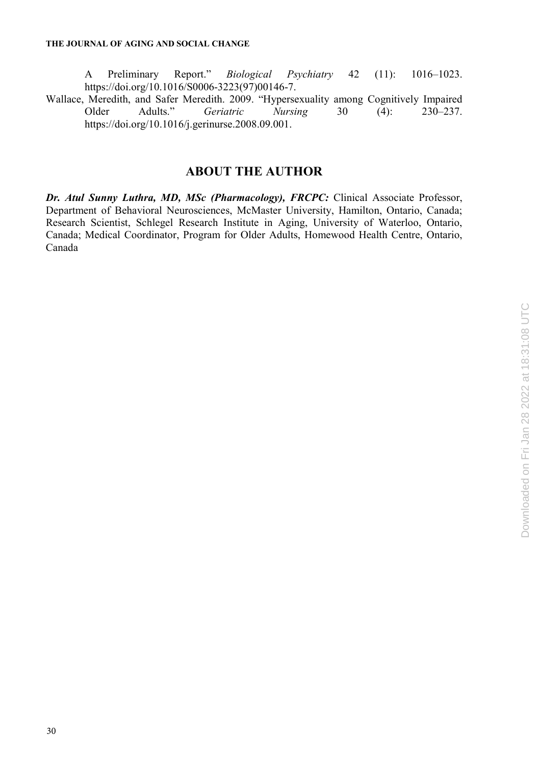A Preliminary Report." *Biological Psychiatry* 42 (11): 1016–1023. https://doi.org/10.1016/S0006-3223(97)00146-7.

Wallace, Meredith, and Safer Meredith. 2009. "Hypersexuality among Cognitively Impaired Older Adults." *Geriatric Nursing* 30 (4): 230–237. https://doi.org/10.1016/j.gerinurse.2008.09.001.

## ABOUT THE AUTHOR

***Dr. Atul Sunny Luthra, MD, MSc (Pharmacology), FRCPC:*** Clinical Associate Professor, Department of Behavioral Neurosciences, McMaster University, Hamilton, Ontario, Canada; Research Scientist, Schlegel Research Institute in Aging, University of Waterloo, Ontario, Canada; Medical Coordinator, Program for Older Adults, Homewood Health Centre, Ontario, Canada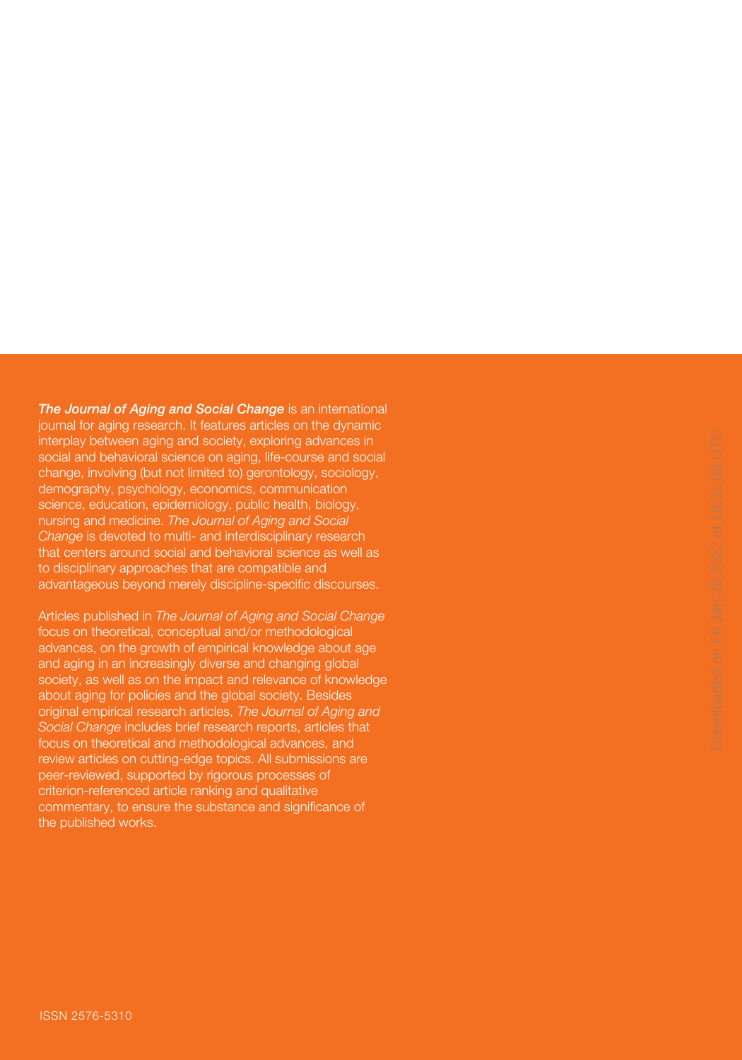***The Journal of Aging and Social Change*** is an international journal for aging research. It features articles on the dynamic interplay between aging and society, exploring advances in social and behavioral science on aging, life-course and social change, involving (but not limited to) gerontology, sociology, demography, psychology, economics, communication science, education, epidemiology, public health, biology, nursing and medicine. *The Journal of Aging and Social Change* is devoted to multi- and interdisciplinary research that centers around social and behavioral science as well as to disciplinary approaches that are compatible and advantageous beyond merely discipline-specific discourses.

Articles published in *The Journal of Aging and Social Change* focus on theoretical, conceptual and/or methodological advances, on the growth of empirical knowledge about age and aging in an increasingly diverse and changing global society, as well as on the impact and relevance of knowledge about aging for policies and the global society. Besides original empirical research articles, *The Journal of Aging and Social Change* includes brief research reports, articles that focus on theoretical and methodological advances, and review articles on cutting-edge topics. All submissions are peer-reviewed, supported by rigorous processes of criterion-referenced article ranking and qualitative commentary, to ensure the substance and significance of the published works.

ISSN 2576-5310